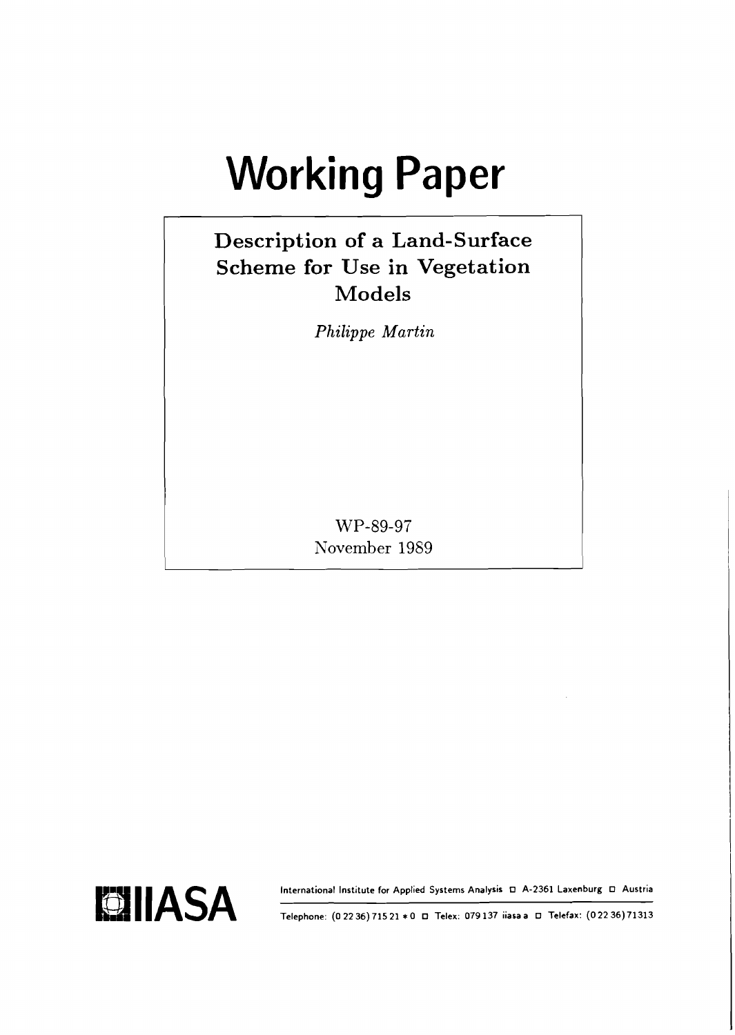# Working Paper

## Description of a Land-Surface Scheme for Use in Vegetation Models

*Philippe Martin*

WP-89-97
November 1989

IIASA

International Institute for Applied Systems Analysis □ A-2361 Laxenburg □ Austria

Telephone: (0 22 36) 715 21 * 0 □ Telex: 079 137 iiasa a □ Telefax: (0 22 36) 71313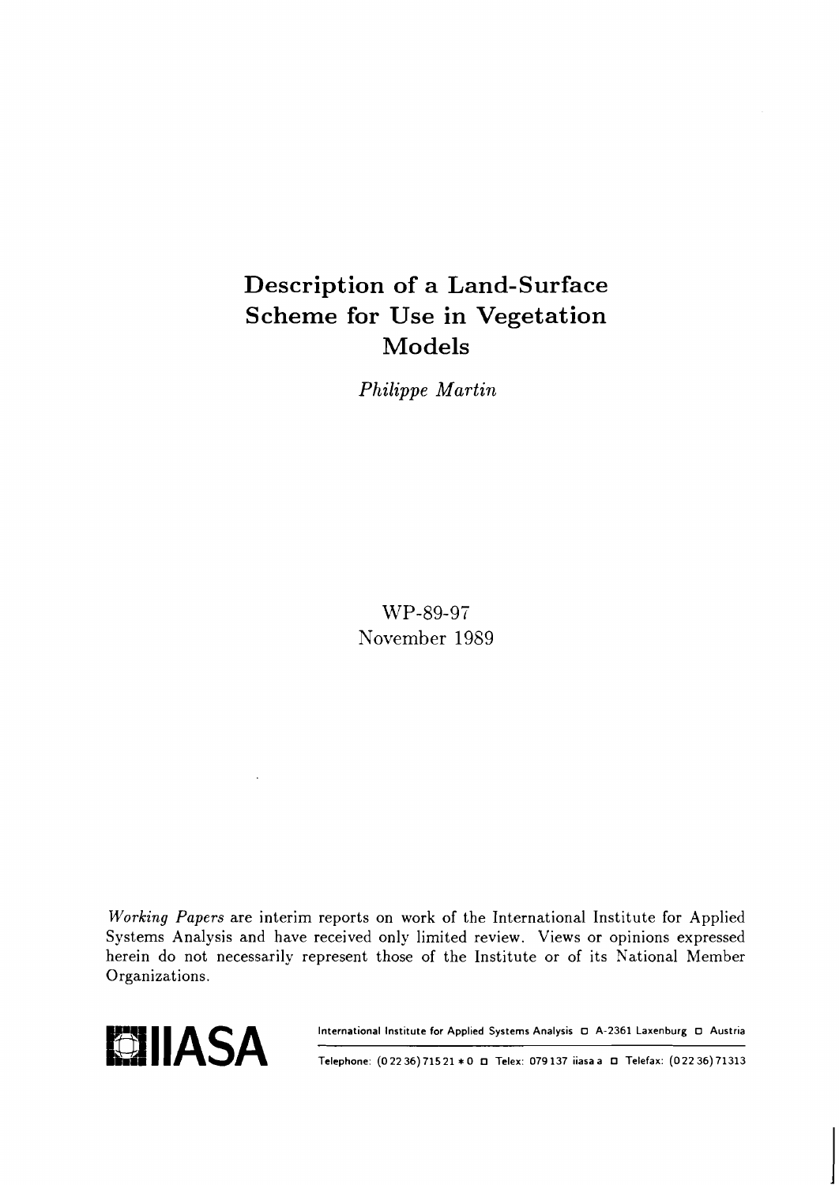# Description of a Land-Surface Scheme for Use in Vegetation Models

*Philippe Martin*

WP-89-97
November 1989

*Working Papers* are interim reports on work of the International Institute for Applied Systems Analysis and have received only limited review. Views or opinions expressed herein do not necessarily represent those of the Institute or of its National Member Organizations.

**IIASA**

International Institute for Applied Systems Analysis □ A-2361 Laxenburg □ Austria

Telephone: (0 22 36) 715 21 * 0 □ Telex: 079 137 iiasa a □ Telefax: (0 22 36) 71313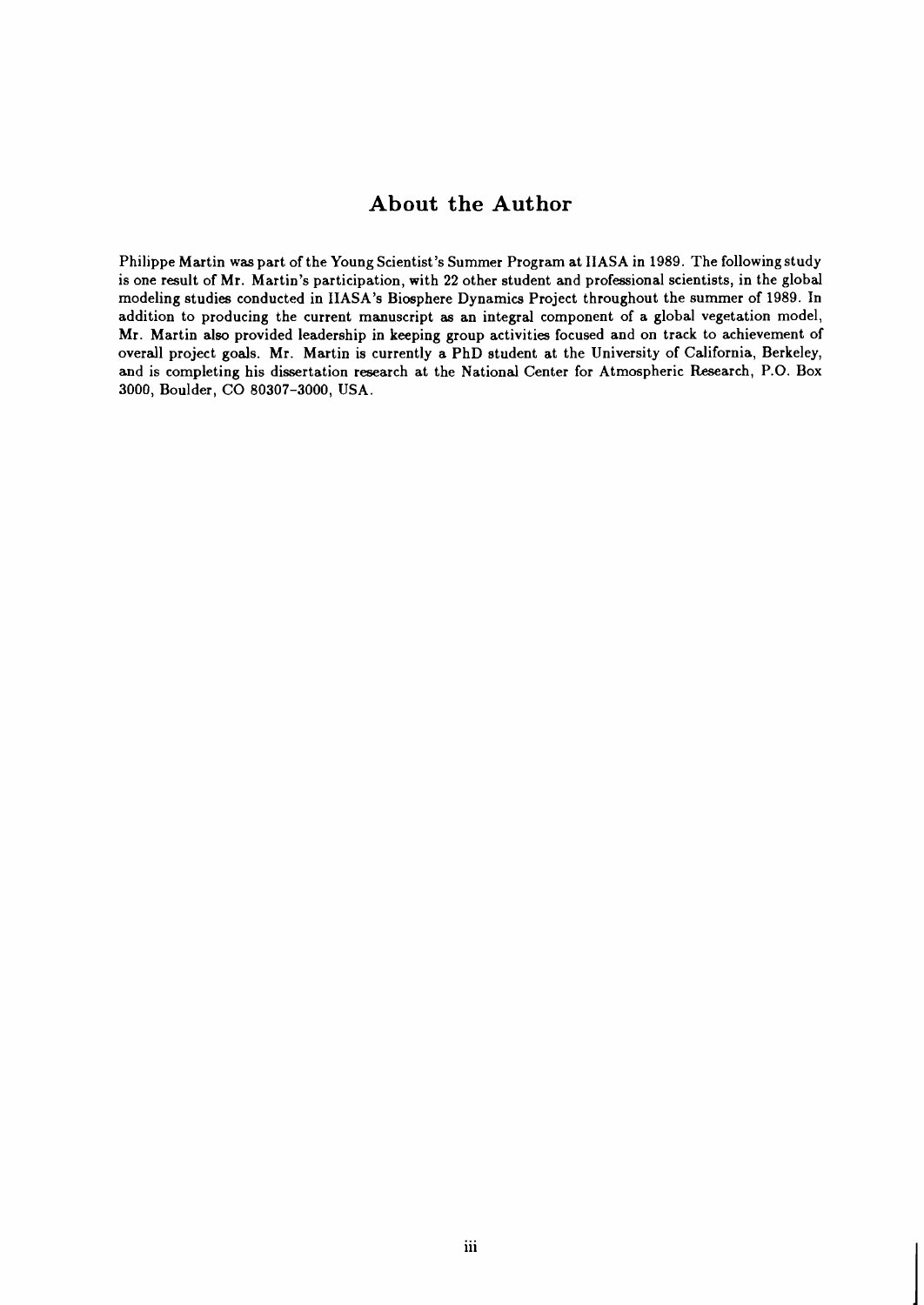## About the Author

Philippe Martin was part of the Young Scientist's Summer Program at IIASA in 1989. The following study is one result of Mr. Martin's participation, with 22 other student and professional scientists, in the global modeling studies conducted in IIASA's Biosphere Dynamics Project throughout the summer of 1989. In addition to producing the current manuscript as an integral component of a global vegetation model, Mr. Martin also provided leadership in keeping group activities focused and on track to achievement of overall project goals. Mr. Martin is currently a PhD student at the University of California, Berkeley, and is completing his dissertation research at the National Center for Atmospheric Research, P.O. Box 3000, Boulder, CO 80307–3000, USA.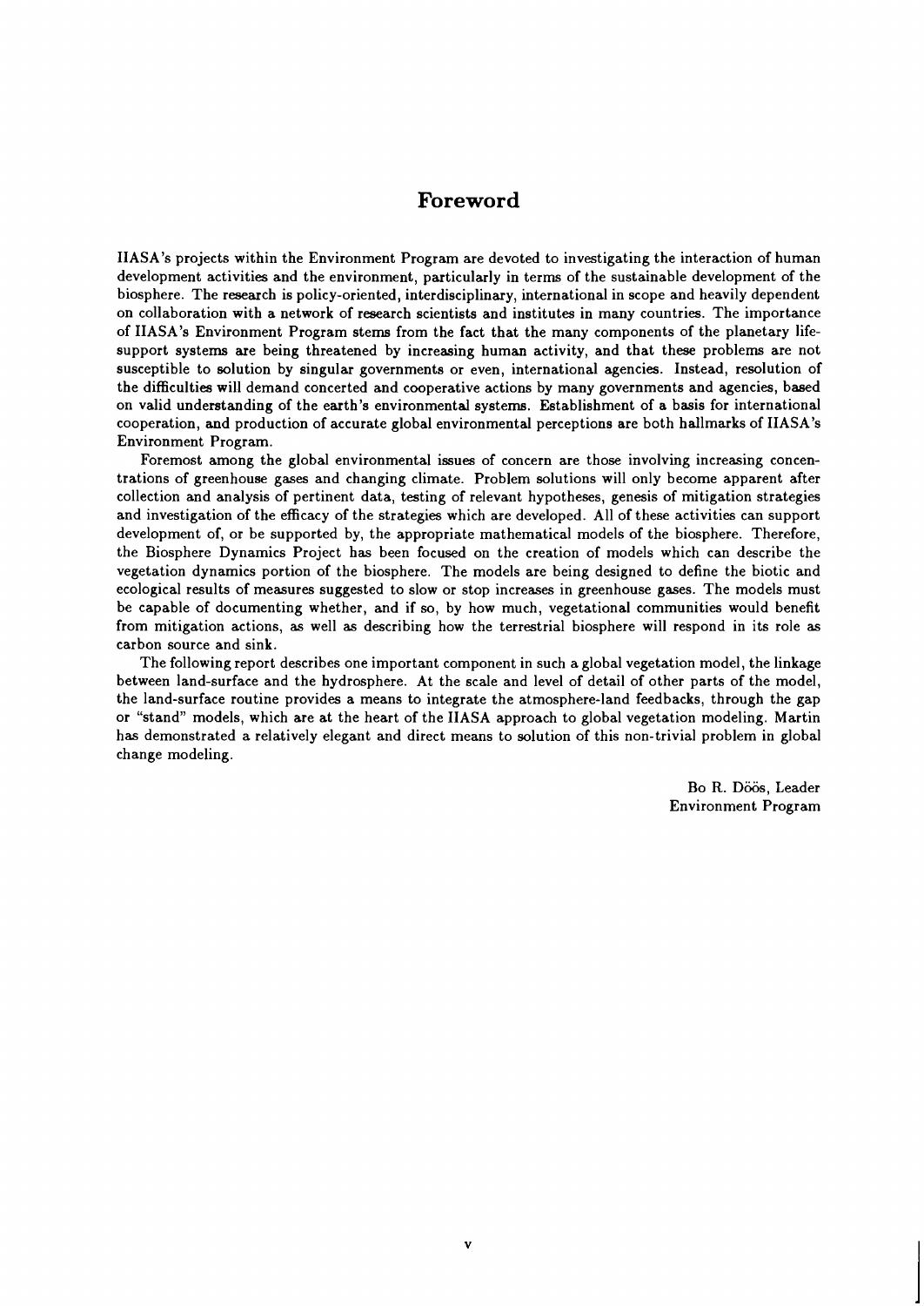# Foreword

IIASA's projects within the Environment Program are devoted to investigating the interaction of human development activities and the environment, particularly in terms of the sustainable development of the biosphere. The research is policy-oriented, interdisciplinary, international in scope and heavily dependent on collaboration with a network of research scientists and institutes in many countries. The importance of IIASA's Environment Program stems from the fact that the many components of the planetary life-support systems are being threatened by increasing human activity, and that these problems are not susceptible to solution by singular governments or even, international agencies. Instead, resolution of the difficulties will demand concerted and cooperative actions by many governments and agencies, based on valid understanding of the earth's environmental systems. Establishment of a basis for international cooperation, and production of accurate global environmental perceptions are both hallmarks of IIASA's Environment Program.

Foremost among the global environmental issues of concern are those involving increasing concentrations of greenhouse gases and changing climate. Problem solutions will only become apparent after collection and analysis of pertinent data, testing of relevant hypotheses, genesis of mitigation strategies and investigation of the efficacy of the strategies which are developed. All of these activities can support development of, or be supported by, the appropriate mathematical models of the biosphere. Therefore, the Biosphere Dynamics Project has been focused on the creation of models which can describe the vegetation dynamics portion of the biosphere. The models are being designed to define the biotic and ecological results of measures suggested to slow or stop increases in greenhouse gases. The models must be capable of documenting whether, and if so, by how much, vegetational communities would benefit from mitigation actions, as well as describing how the terrestrial biosphere will respond in its role as carbon source and sink.

The following report describes one important component in such a global vegetation model, the linkage between land-surface and the hydrosphere. At the scale and level of detail of other parts of the model, the land-surface routine provides a means to integrate the atmosphere-land feedbacks, through the gap or "stand" models, which are at the heart of the IIASA approach to global vegetation modeling. Martin has demonstrated a relatively elegant and direct means to solution of this non-trivial problem in global change modeling.

Bo R. Döös, Leader
Environment Program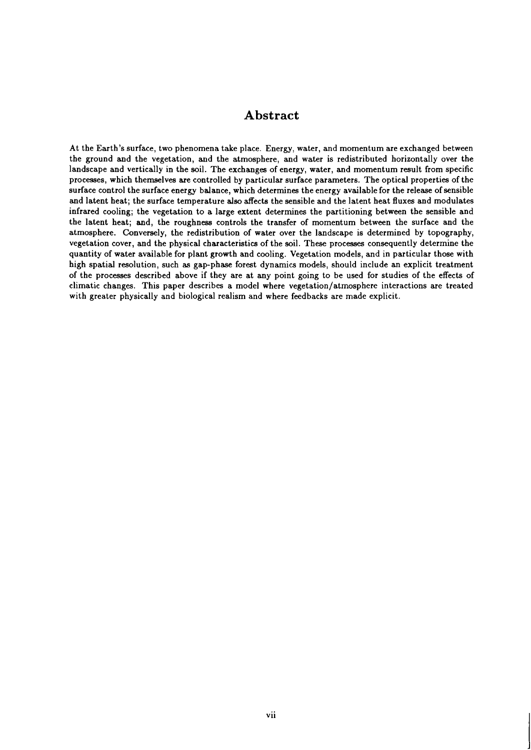# Abstract

At the Earth's surface, two phenomena take place. Energy, water, and momentum are exchanged between the ground and the vegetation, and the atmosphere, and water is redistributed horizontally over the landscape and vertically in the soil. The exchanges of energy, water, and momentum result from specific processes, which themselves are controlled by particular surface parameters. The optical properties of the surface control the surface energy balance, which determines the energy available for the release of sensible and latent heat; the surface temperature also affects the sensible and the latent heat fluxes and modulates infrared cooling; the vegetation to a large extent determines the partitioning between the sensible and the latent heat; and, the roughness controls the transfer of momentum between the surface and the atmosphere. Conversely, the redistribution of water over the landscape is determined by topography, vegetation cover, and the physical characteristics of the soil. These processes consequently determine the quantity of water available for plant growth and cooling. Vegetation models, and in particular those with high spatial resolution, such as gap-phase forest dynamics models, should include an explicit treatment of the processes described above if they are at any point going to be used for studies of the effects of climatic changes. This paper describes a model where vegetation/atmosphere interactions are treated with greater physically and biological realism and where feedbacks are made explicit.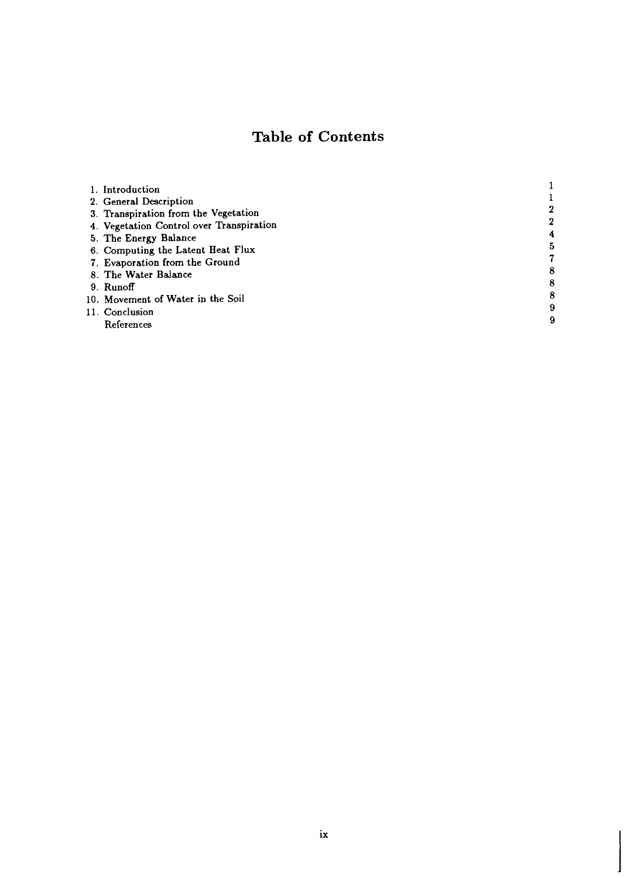# Table of Contents

| | |
|---|---|
| 1. Introduction | 1 |
| 2. General Description | 1 |
| 3. Transpiration from the Vegetation | 2 |
| 4. Vegetation Control over Transpiration | 2 |
| 5. The Energy Balance | 4 |
| 6. Computing the Latent Heat Flux | 5 |
| 7. Evaporation from the Ground | 7 |
| 8. The Water Balance | 8 |
| 9. Runoff | 8 |
| 10. Movement of Water in the Soil | 8 |
| 11. Conclusion | 9 |
| References | 9 |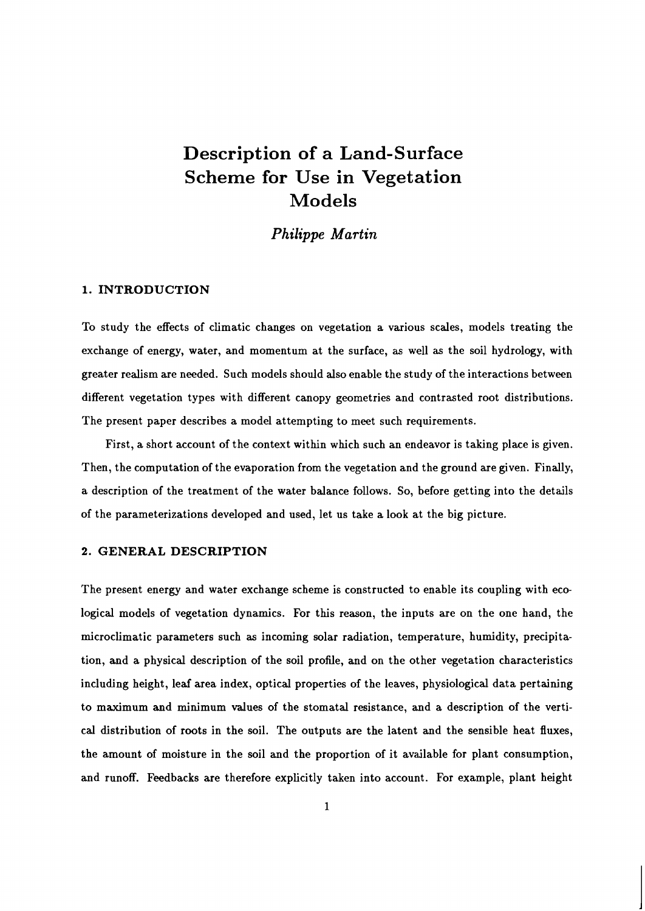# Description of a Land-Surface Scheme for Use in Vegetation Models

*Philippe Martin*

## 1. INTRODUCTION

To study the effects of climatic changes on vegetation a various scales, models treating the exchange of energy, water, and momentum at the surface, as well as the soil hydrology, with greater realism are needed. Such models should also enable the study of the interactions between different vegetation types with different canopy geometries and contrasted root distributions. The present paper describes a model attempting to meet such requirements.

First, a short account of the context within which such an endeavor is taking place is given. Then, the computation of the evaporation from the vegetation and the ground are given. Finally, a description of the treatment of the water balance follows. So, before getting into the details of the parameterizations developed and used, let us take a look at the big picture.

## 2. GENERAL DESCRIPTION

The present energy and water exchange scheme is constructed to enable its coupling with ecological models of vegetation dynamics. For this reason, the inputs are on the one hand, the microclimatic parameters such as incoming solar radiation, temperature, humidity, precipitation, and a physical description of the soil profile, and on the other vegetation characteristics including height, leaf area index, optical properties of the leaves, physiological data pertaining to maximum and minimum values of the stomatal resistance, and a description of the vertical distribution of roots in the soil. The outputs are the latent and the sensible heat fluxes, the amount of moisture in the soil and the proportion of it available for plant consumption, and runoff. Feedbacks are therefore explicitly taken into account. For example, plant height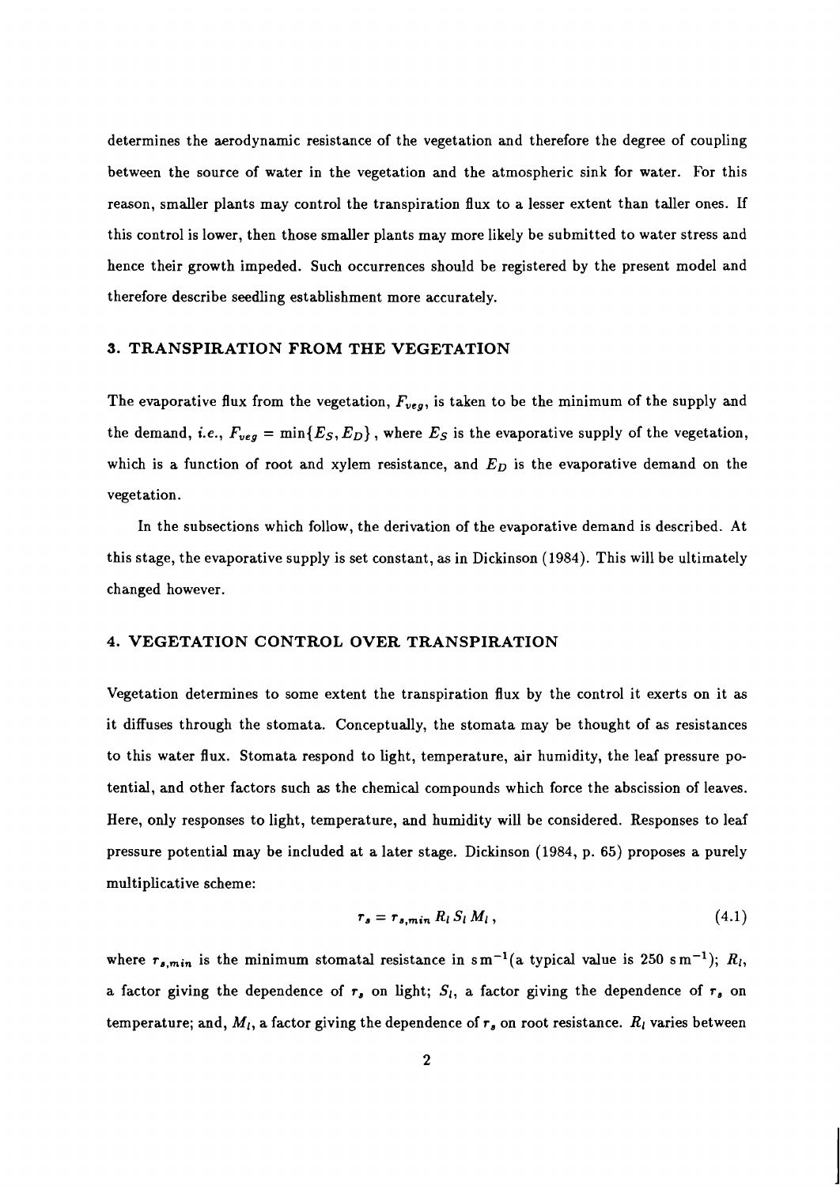determines the aerodynamic resistance of the vegetation and therefore the degree of coupling between the source of water in the vegetation and the atmospheric sink for water. For this reason, smaller plants may control the transpiration flux to a lesser extent than taller ones. If this control is lower, then those smaller plants may more likely be submitted to water stress and hence their growth impeded. Such occurrences should be registered by the present model and therefore describe seedling establishment more accurately.

## 3. TRANSPIRATION FROM THE VEGETATION

The evaporative flux from the vegetation, $F_{veg}$, is taken to be the minimum of the supply and the demand, *i.e.*, $F_{veg} = \min\{E_S, E_D\}$, where $E_S$ is the evaporative supply of the vegetation, which is a function of root and xylem resistance, and $E_D$ is the evaporative demand on the vegetation.

In the subsections which follow, the derivation of the evaporative demand is described. At this stage, the evaporative supply is set constant, as in Dickinson (1984). This will be ultimately changed however.

## 4. VEGETATION CONTROL OVER TRANSPIRATION

Vegetation determines to some extent the transpiration flux by the control it exerts on it as it diffuses through the stomata. Conceptually, the stomata may be thought of as resistances to this water flux. Stomata respond to light, temperature, air humidity, the leaf pressure potential, and other factors such as the chemical compounds which force the abscission of leaves. Here, only responses to light, temperature, and humidity will be considered. Responses to leaf pressure potential may be included at a later stage. Dickinson (1984, p. 65) proposes a purely multiplicative scheme:

$$r_s = r_{s,min} \, R_l \, S_l \, M_l \, , \tag{4.1}$$

where $r_{s,min}$ is the minimum stomatal resistance in $\mathrm{s\,m^{-1}}$(a typical value is 250 $\mathrm{s\,m^{-1}}$); $R_l$, a factor giving the dependence of $r_s$ on light; $S_l$, a factor giving the dependence of $r_s$ on temperature; and, $M_l$, a factor giving the dependence of $r_s$ on root resistance. $R_l$ varies between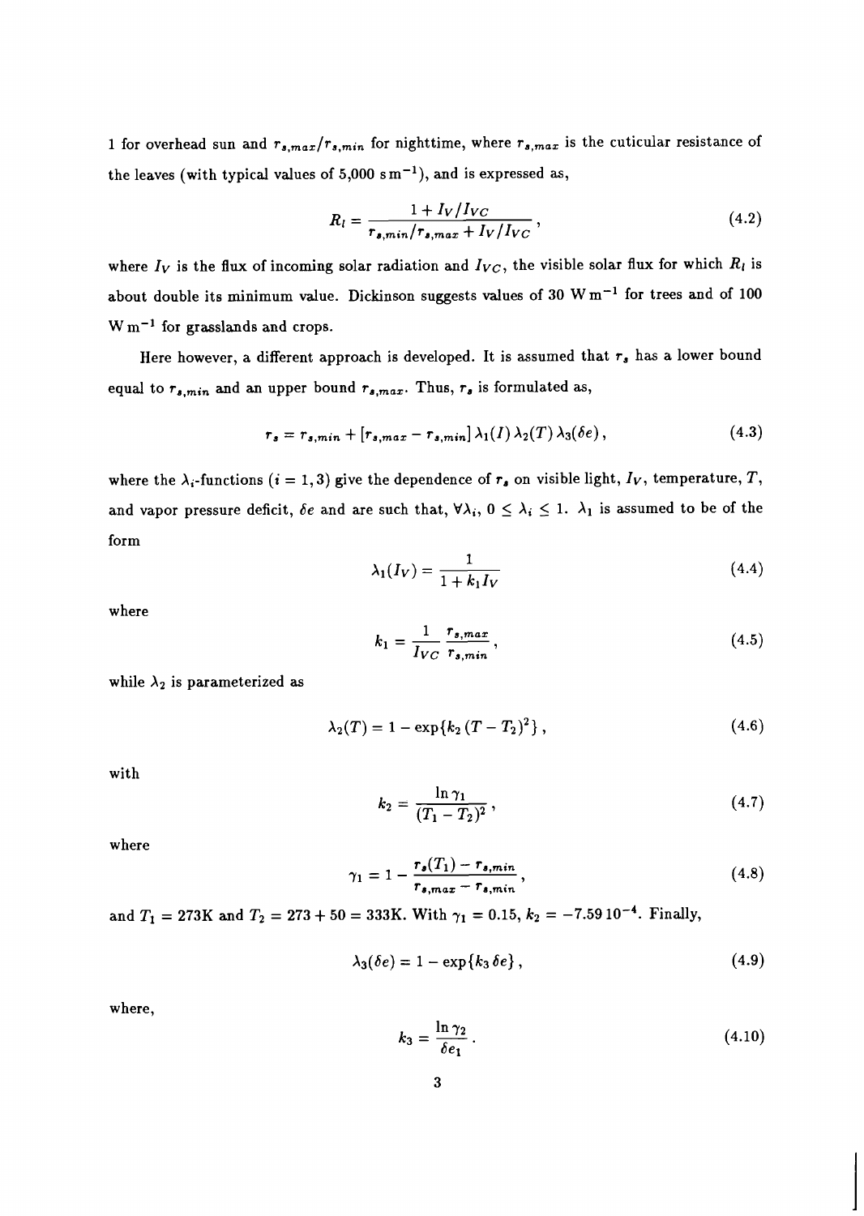1 for overhead sun and $r_{s,max}/r_{s,min}$ for nighttime, where $r_{s,max}$ is the cuticular resistance of the leaves (with typical values of 5,000 $\mathrm{s\,m^{-1}}$), and is expressed as,

$$R_l = \frac{1 + I_V/I_{VC}}{r_{s,min}/r_{s,max} + I_V/I_{VC}}, \tag{4.2}$$

where $I_V$ is the flux of incoming solar radiation and $I_{VC}$, the visible solar flux for which $R_l$ is about double its minimum value. Dickinson suggests values of 30 $\mathrm{W\,m^{-1}}$ for trees and of 100 $\mathrm{W\,m^{-1}}$ for grasslands and crops.

Here however, a different approach is developed. It is assumed that $r_s$ has a lower bound equal to $r_{s,min}$ and an upper bound $r_{s,max}$. Thus, $r_s$ is formulated as,

$$r_s = r_{s,min} + [r_{s,max} - r_{s,min}]\, \lambda_1(I)\, \lambda_2(T)\, \lambda_3(\delta e), \tag{4.3}$$

where the $\lambda_i$-functions ($i = 1, 3$) give the dependence of $r_s$ on visible light, $I_V$, temperature, $T$, and vapor pressure deficit, $\delta e$ and are such that, $\forall \lambda_i$, $0 \leq \lambda_i \leq 1$. $\lambda_1$ is assumed to be of the form

$$\lambda_1(I_V) = \frac{1}{1 + k_1 I_V} \tag{4.4}$$

where

$$k_1 = \frac{1}{I_{VC}} \frac{r_{s,max}}{r_{s,min}}, \tag{4.5}$$

while $\lambda_2$ is parameterized as

$$\lambda_2(T) = 1 - \exp\{k_2\,(T - T_2)^2\}, \tag{4.6}$$

with

$$k_2 = \frac{\ln \gamma_1}{(T_1 - T_2)^2}, \tag{4.7}$$

where

$$\gamma_1 = 1 - \frac{r_s(T_1) - r_{s,min}}{r_{s,max} - r_{s,min}}, \tag{4.8}$$

and $T_1 = 273\mathrm{K}$ and $T_2 = 273 + 50 = 333\mathrm{K}$. With $\gamma_1 = 0.15$, $k_2 = -7.59\,10^{-4}$. Finally,

$$\lambda_3(\delta e) = 1 - \exp\{k_3\,\delta e\}, \tag{4.9}$$

where,

$$k_3 = \frac{\ln \gamma_2}{\delta e_1}. \tag{4.10}$$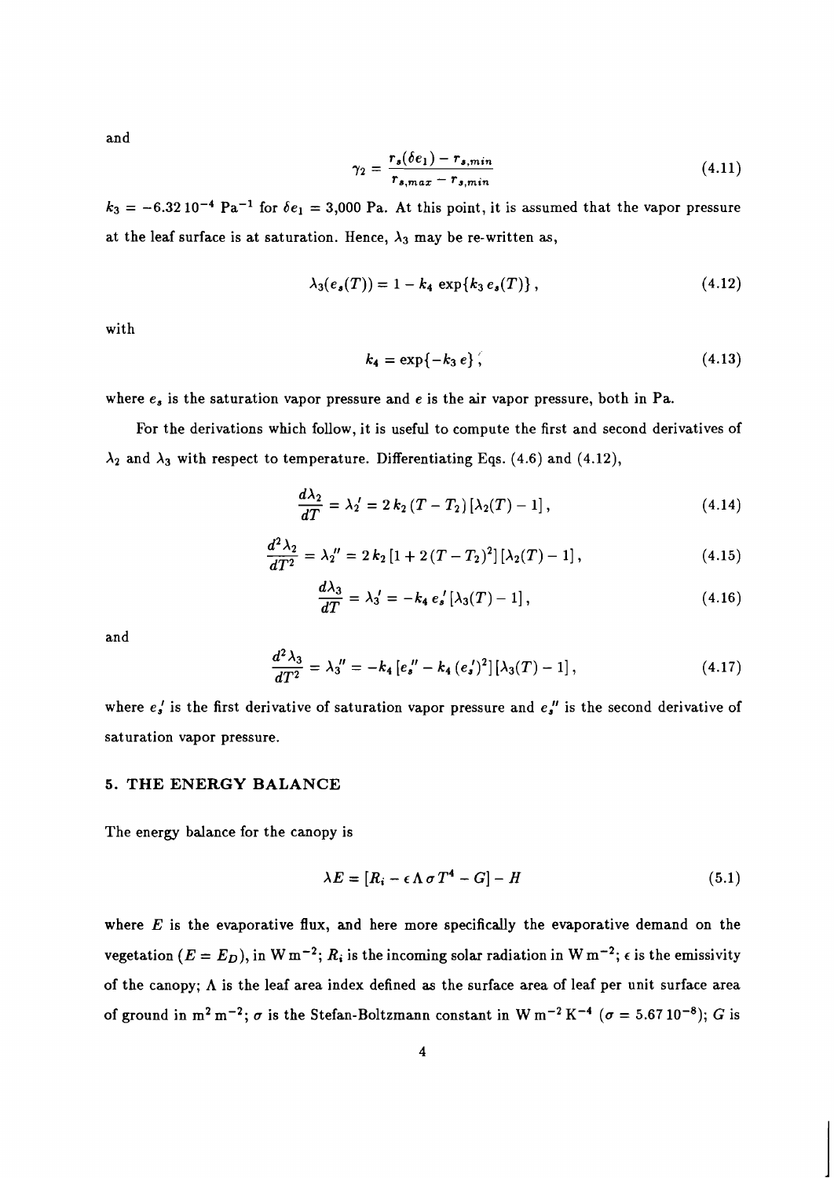and

$$\gamma_2 = \frac{r_s(\delta e_1) - r_{s,min}}{r_{s,max} - r_{s,min}} \tag{4.11}$$

$k_3 = -6.32\,10^{-4}$ $\mathrm{Pa}^{-1}$ for $\delta e_1 = 3{,}000$ Pa. At this point, it is assumed that the vapor pressure at the leaf surface is at saturation. Hence, $\lambda_3$ may be re-written as,

$$\lambda_3(e_s(T)) = 1 - k_4 \, \exp\{k_3 \, e_s(T)\}\,, \tag{4.12}$$

with

$$k_4 = \exp\{-k_3 \, e\}\,, \tag{4.13}$$

where $e_s$ is the saturation vapor pressure and $e$ is the air vapor pressure, both in Pa.

For the derivations which follow, it is useful to compute the first and second derivatives of $\lambda_2$ and $\lambda_3$ with respect to temperature. Differentiating Eqs. (4.6) and (4.12),

$$\frac{d\lambda_2}{dT} = \lambda_2' = 2\,k_2\,(T - T_2)\,[\lambda_2(T) - 1]\,, \tag{4.14}$$

$$\frac{d^2\lambda_2}{dT^2} = \lambda_2'' = 2\,k_2\,[1 + 2\,(T - T_2)^2]\,[\lambda_2(T) - 1]\,, \tag{4.15}$$

$$\frac{d\lambda_3}{dT} = \lambda_3' = -k_4\,e_s'\,[\lambda_3(T) - 1]\,, \tag{4.16}$$

and

$$\frac{d^2\lambda_3}{dT^2} = \lambda_3'' = -k_4\,[e_s'' - k_4\,(e_s')^2]\,[\lambda_3(T) - 1]\,, \tag{4.17}$$

where $e_s'$ is the first derivative of saturation vapor pressure and $e_s''$ is the second derivative of saturation vapor pressure.

## 5. THE ENERGY BALANCE

The energy balance for the canopy is

$$\lambda E = [R_i - \epsilon \, \Lambda \, \sigma \, T^4 - G] - H \tag{5.1}$$

where $E$ is the evaporative flux, and here more specifically the evaporative demand on the vegetation ($E = E_D$), in $\mathrm{W\,m^{-2}}$; $R_i$ is the incoming solar radiation in $\mathrm{W\,m^{-2}}$; $\epsilon$ is the emissivity of the canopy; $\Lambda$ is the leaf area index defined as the surface area of leaf per unit surface area of ground in $\mathrm{m^2\,m^{-2}}$; $\sigma$ is the Stefan-Boltzmann constant in $\mathrm{W\,m^{-2}\,K^{-4}}$ ($\sigma = 5.67\,10^{-8}$); $G$ is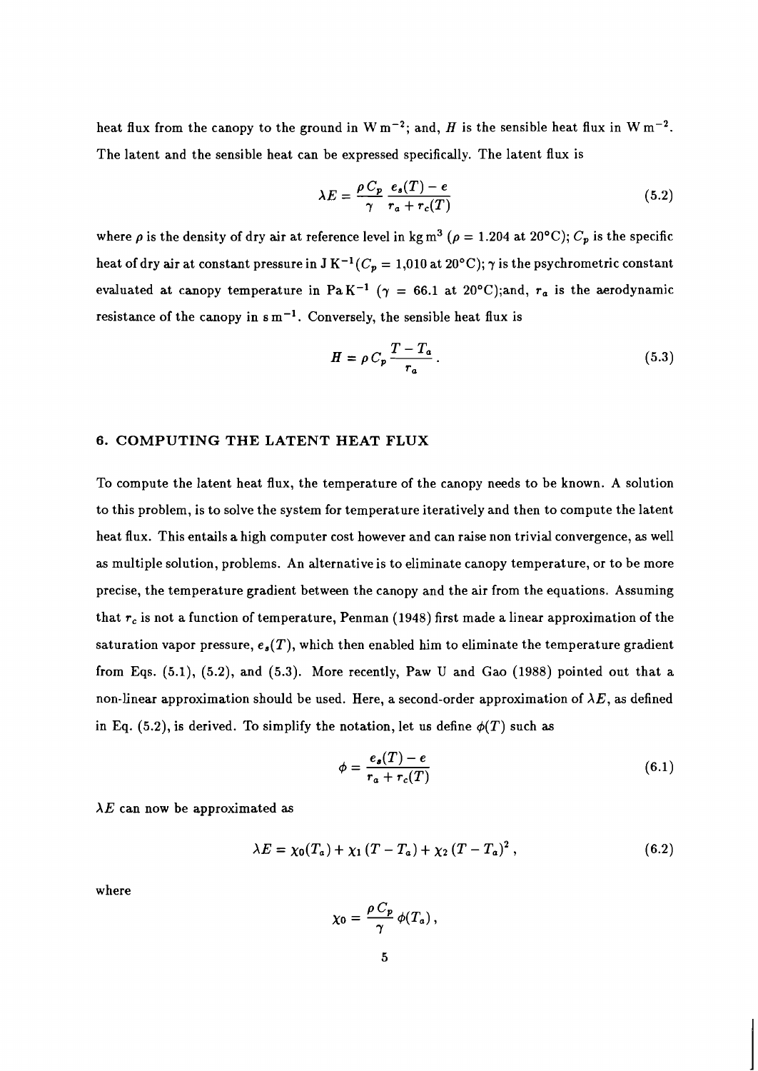heat flux from the canopy to the ground in $\mathrm{W\,m^{-2}}$; and, $H$ is the sensible heat flux in $\mathrm{W\,m^{-2}}$. The latent and the sensible heat can be expressed specifically. The latent flux is

$$\lambda E = \frac{\rho\, C_p}{\gamma} \frac{e_s(T) - e}{r_a + r_c(T)} \tag{5.2}$$

where $\rho$ is the density of dry air at reference level in $\mathrm{kg\,m^3}$ ($\rho = 1.204$ at 20°C); $C_p$ is the specific heat of dry air at constant pressure in $\mathrm{J\,K^{-1}}$ ($C_p = 1{,}010$ at 20°C); $\gamma$ is the psychrometric constant evaluated at canopy temperature in $\mathrm{Pa\,K^{-1}}$ ($\gamma = 66.1$ at 20°C);and, $r_a$ is the aerodynamic resistance of the canopy in $\mathrm{s\,m^{-1}}$. Conversely, the sensible heat flux is

$$H = \rho\, C_p \frac{T - T_a}{r_a}. \tag{5.3}$$

## 6. COMPUTING THE LATENT HEAT FLUX

To compute the latent heat flux, the temperature of the canopy needs to be known. A solution to this problem, is to solve the system for temperature iteratively and then to compute the latent heat flux. This entails a high computer cost however and can raise non trivial convergence, as well as multiple solution, problems. An alternative is to eliminate canopy temperature, or to be more precise, the temperature gradient between the canopy and the air from the equations. Assuming that $r_c$ is not a function of temperature, Penman (1948) first made a linear approximation of the saturation vapor pressure, $e_s(T)$, which then enabled him to eliminate the temperature gradient from Eqs. (5.1), (5.2), and (5.3). More recently, Paw U and Gao (1988) pointed out that a non-linear approximation should be used. Here, a second-order approximation of $\lambda E$, as defined in Eq. (5.2), is derived. To simplify the notation, let us define $\phi(T)$ such as

$$\phi = \frac{e_s(T) - e}{r_a + r_c(T)} \tag{6.1}$$

$\lambda E$ can now be approximated as

$$\lambda E = \chi_0(T_a) + \chi_1\,(T - T_a) + \chi_2\,(T - T_a)^2\,, \tag{6.2}$$

where

$$\chi_0 = \frac{\rho\, C_p}{\gamma}\, \phi(T_a)\,,$$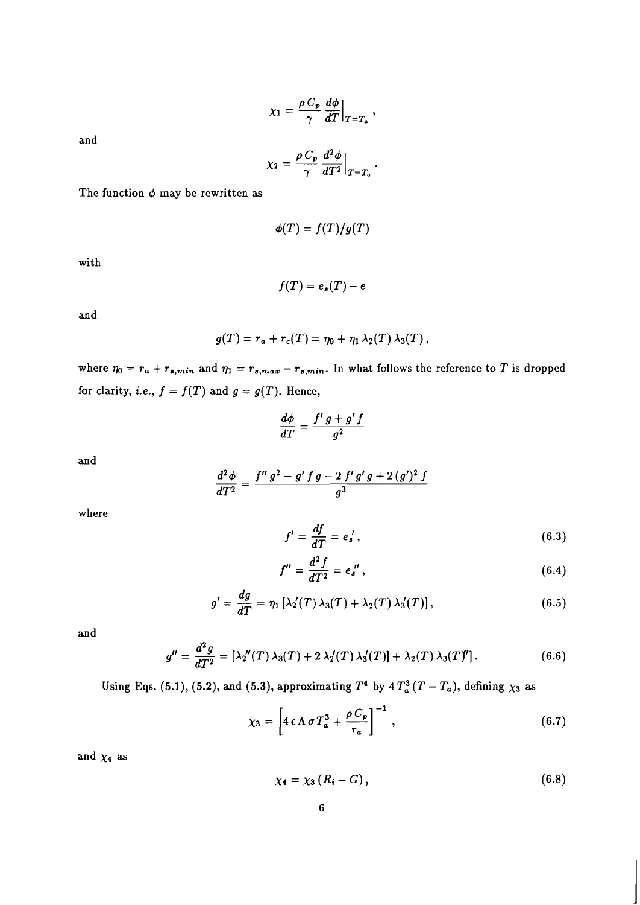$$\chi_1 = \frac{\rho\, C_p}{\gamma} \frac{d\phi}{dT}\bigg|_{T=T_a},$$

and

$$\chi_2 = \frac{\rho\, C_p}{\gamma} \frac{d^2\phi}{dT^2}\bigg|_{T=T_a}.$$

The function $\phi$ may be rewritten as

$$\phi(T) = f(T)/g(T)$$

with

$$f(T) = e_s(T) - e$$

and

$$g(T) = r_a + r_c(T) = \eta_0 + \eta_1\, \lambda_2(T)\, \lambda_3(T),$$

where $\eta_0 = r_a + r_{s,min}$ and $\eta_1 = r_{s,max} - r_{s,min}$. In what follows the reference to $T$ is dropped for clarity, *i.e.*, $f = f(T)$ and $g = g(T)$. Hence,

$$\frac{d\phi}{dT} = \frac{f'\, g + g'\, f}{g^2}$$

and

$$\frac{d^2\phi}{dT^2} = \frac{f''\, g^2 - g'\, f\, g - 2\, f'\, g'\, g + 2\, (g')^2\, f}{g^3}$$

where

$$f' = \frac{df}{dT} = e_s{}', \tag{6.3}$$

$$f'' = \frac{d^2 f}{dT^2} = e_s{}'', \tag{6.4}$$

$$g' = \frac{dg}{dT} = \eta_1\, [\lambda_2'(T)\, \lambda_3(T) + \lambda_2(T)\, \lambda_3'(T)], \tag{6.5}$$

and

$$g'' = \frac{d^2 g}{dT^2} = [\lambda_2''(T)\, \lambda_3(T) + 2\, \lambda_2'(T)\, \lambda_3'(T)] + \lambda_2(T)\, \lambda_3(T)'']. \tag{6.6}$$

Using Eqs. (5.1), (5.2), and (5.3), approximating $T^4$ by $4\, T_a^3\, (T - T_a)$, defining $\chi_3$ as

$$\chi_3 = \left[4\, \epsilon\, \Lambda\, \sigma\, T_a^3 + \frac{\rho\, C_p}{r_a}\right]^{-1}, \tag{6.7}$$

and $\chi_4$ as

$$\chi_4 = \chi_3\, (R_i - G), \tag{6.8}$$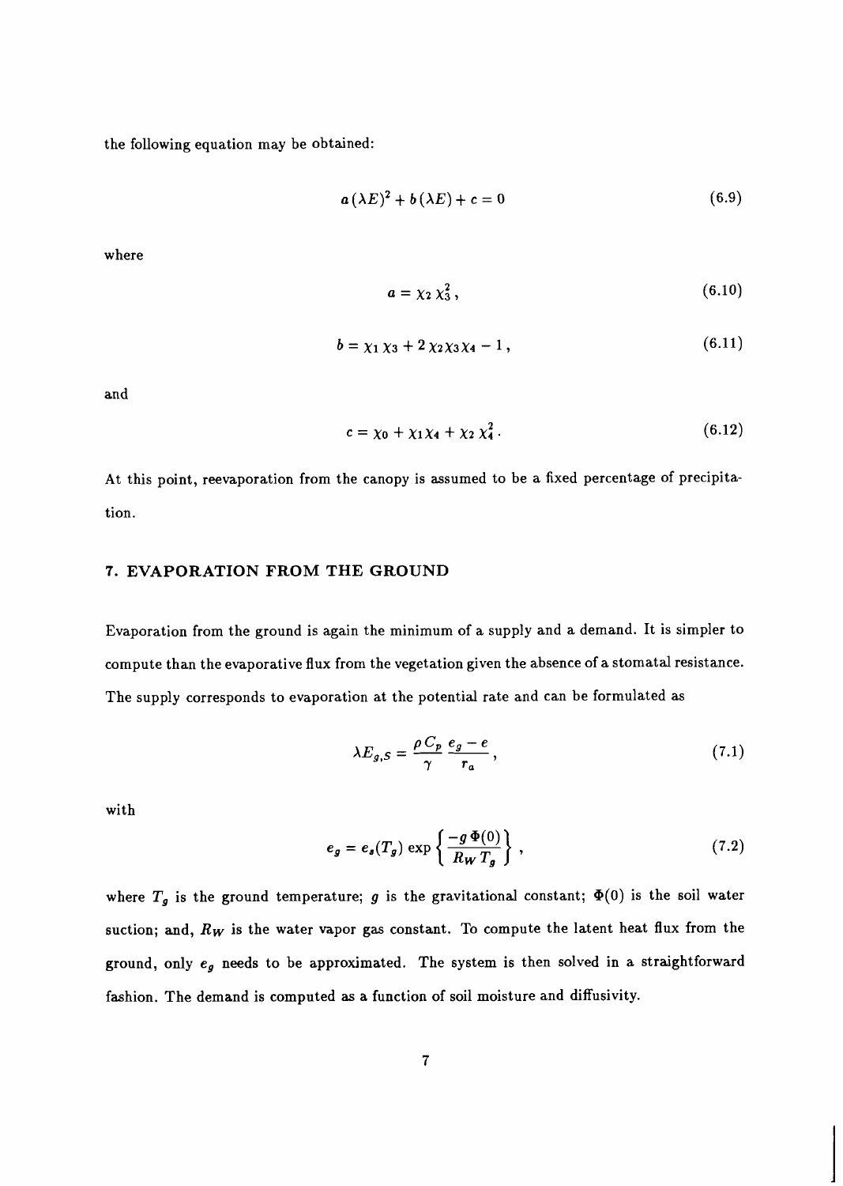the following equation may be obtained:

$$a\,(\lambda E)^2 + b\,(\lambda E) + c = 0 \tag{6.9}$$

where

$$a = \chi_2\,\chi_3^2\,, \tag{6.10}$$

$$b = \chi_1\,\chi_3 + 2\,\chi_2\chi_3\chi_4 - 1\,, \tag{6.11}$$

and

$$c = \chi_0 + \chi_1\chi_4 + \chi_2\,\chi_4^2\,. \tag{6.12}$$

At this point, reevaporation from the canopy is assumed to be a fixed percentage of precipitation.

## 7. EVAPORATION FROM THE GROUND

Evaporation from the ground is again the minimum of a supply and a demand. It is simpler to compute than the evaporative flux from the vegetation given the absence of a stomatal resistance. The supply corresponds to evaporation at the potential rate and can be formulated as

$$\lambda E_{g,S} = \frac{\rho\,C_p}{\gamma}\,\frac{e_g - e}{r_a}\,, \tag{7.1}$$

with

$$e_g = e_s(T_g)\,\exp\left\{\frac{-g\,\Phi(0)}{R_W\,T_g}\right\}\,, \tag{7.2}$$

where $T_g$ is the ground temperature; $g$ is the gravitational constant; $\Phi(0)$ is the soil water suction; and, $R_W$ is the water vapor gas constant. To compute the latent heat flux from the ground, only $e_g$ needs to be approximated. The system is then solved in a straightforward fashion. The demand is computed as a function of soil moisture and diffusivity.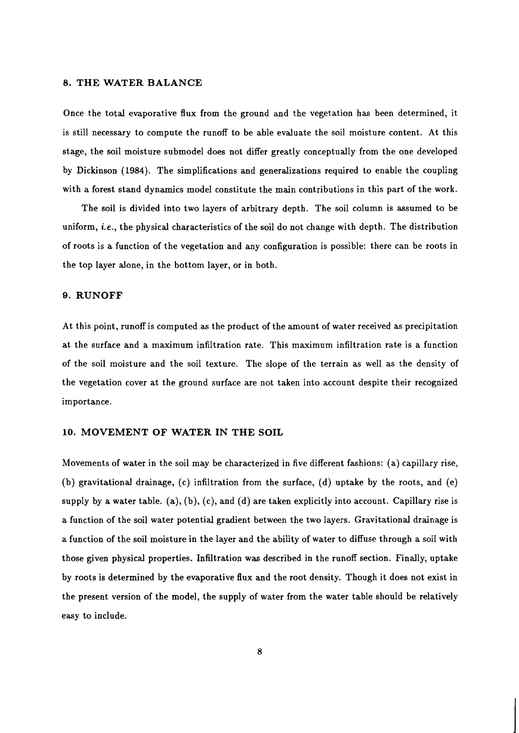## 8. THE WATER BALANCE

Once the total evaporative flux from the ground and the vegetation has been determined, it is still necessary to compute the runoff to be able evaluate the soil moisture content. At this stage, the soil moisture submodel does not differ greatly conceptually from the one developed by Dickinson (1984). The simplifications and generalizations required to enable the coupling with a forest stand dynamics model constitute the main contributions in this part of the work.

The soil is divided into two layers of arbitrary depth. The soil column is assumed to be uniform, *i.e.*, the physical characteristics of the soil do not change with depth. The distribution of roots is a function of the vegetation and any configuration is possible: there can be roots in the top layer alone, in the bottom layer, or in both.

## 9. RUNOFF

At this point, runoff is computed as the product of the amount of water received as precipitation at the surface and a maximum infiltration rate. This maximum infiltration rate is a function of the soil moisture and the soil texture. The slope of the terrain as well as the density of the vegetation cover at the ground surface are not taken into account despite their recognized importance.

## 10. MOVEMENT OF WATER IN THE SOIL

Movements of water in the soil may be characterized in five different fashions: (a) capillary rise, (b) gravitational drainage, (c) infiltration from the surface, (d) uptake by the roots, and (e) supply by a water table. (a), (b), (c), and (d) are taken explicitly into account. Capillary rise is a function of the soil water potential gradient between the two layers. Gravitational drainage is a function of the soil moisture in the layer and the ability of water to diffuse through a soil with those given physical properties. Infiltration was described in the runoff section. Finally, uptake by roots is determined by the evaporative flux and the root density. Though it does not exist in the present version of the model, the supply of water from the water table should be relatively easy to include.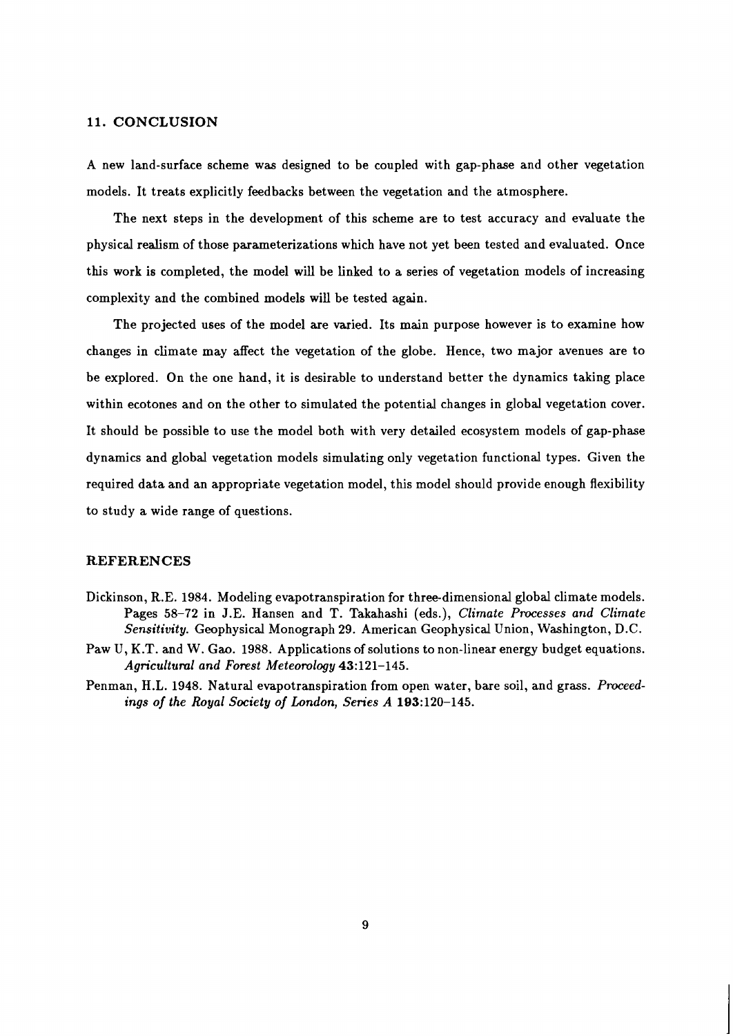## 11. CONCLUSION

A new land-surface scheme was designed to be coupled with gap-phase and other vegetation models. It treats explicitly feedbacks between the vegetation and the atmosphere.

The next steps in the development of this scheme are to test accuracy and evaluate the physical realism of those parameterizations which have not yet been tested and evaluated. Once this work is completed, the model will be linked to a series of vegetation models of increasing complexity and the combined models will be tested again.

The projected uses of the model are varied. Its main purpose however is to examine how changes in climate may affect the vegetation of the globe. Hence, two major avenues are to be explored. On the one hand, it is desirable to understand better the dynamics taking place within ecotones and on the other to simulated the potential changes in global vegetation cover. It should be possible to use the model both with very detailed ecosystem models of gap-phase dynamics and global vegetation models simulating only vegetation functional types. Given the required data and an appropriate vegetation model, this model should provide enough flexibility to study a wide range of questions.

## REFERENCES

Dickinson, R.E. 1984. Modeling evapotranspiration for three-dimensional global climate models. Pages 58–72 in J.E. Hansen and T. Takahashi (eds.), *Climate Processes and Climate Sensitivity*. Geophysical Monograph 29. American Geophysical Union, Washington, D.C.

Paw U, K.T. and W. Gao. 1988. Applications of solutions to non-linear energy budget equations. *Agricultural and Forest Meteorology* **43**:121–145.

Penman, H.L. 1948. Natural evapotranspiration from open water, bare soil, and grass. *Proceedings of the Royal Society of London, Series A* **193**:120–145.